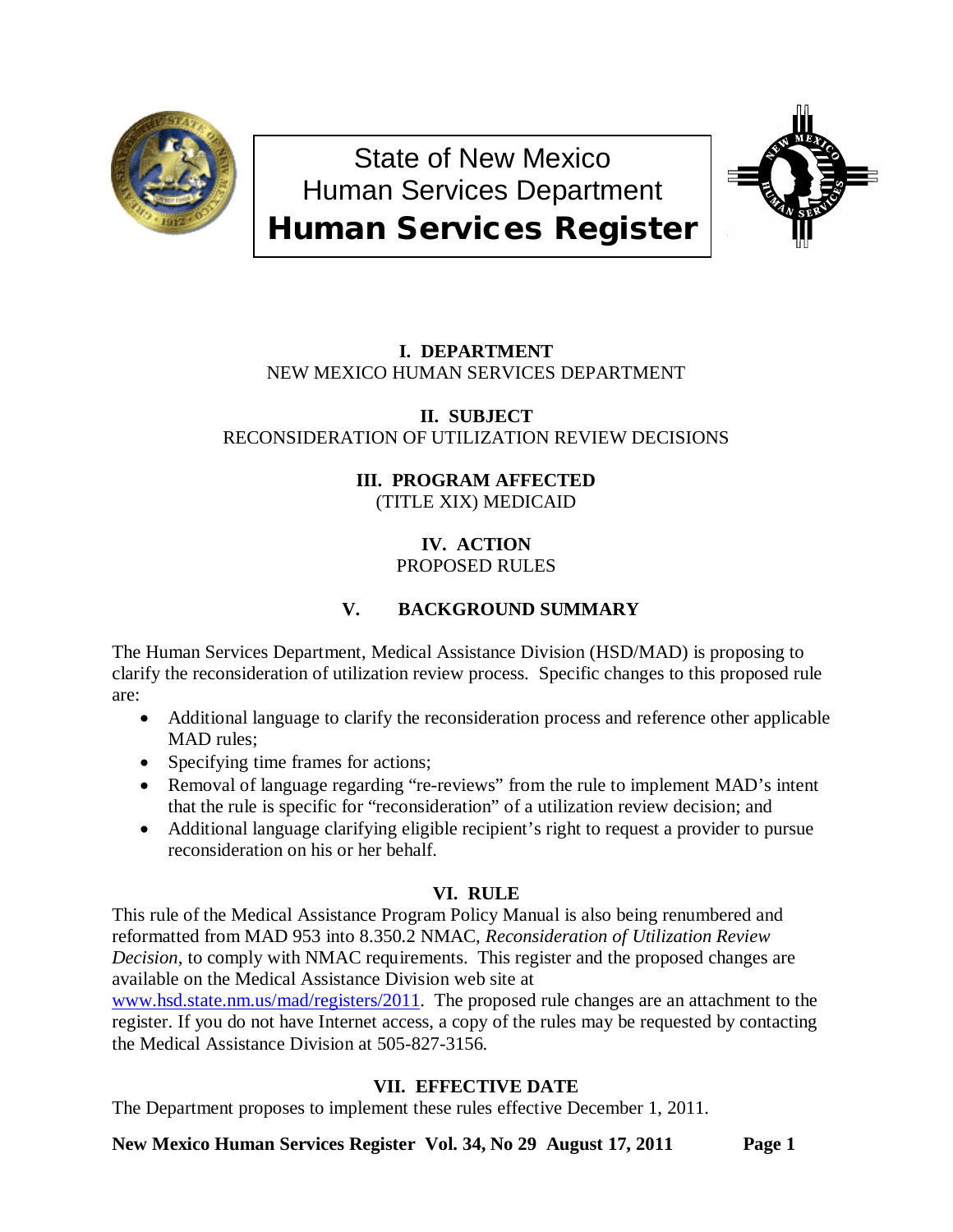# State of New Mexico
# Human Services Department
# Human Services Register

**I. DEPARTMENT**
NEW MEXICO HUMAN SERVICES DEPARTMENT

**II. SUBJECT**
RECONSIDERATION OF UTILIZATION REVIEW DECISIONS

**III. PROGRAM AFFECTED**
(TITLE XIX) MEDICAID

**IV. ACTION**
PROPOSED RULES

**V. BACKGROUND SUMMARY**

The Human Services Department, Medical Assistance Division (HSD/MAD) is proposing to clarify the reconsideration of utilization review process. Specific changes to this proposed rule are:

- Additional language to clarify the reconsideration process and reference other applicable MAD rules;
- Specifying time frames for actions;
- Removal of language regarding "re-reviews" from the rule to implement MAD's intent that the rule is specific for "reconsideration" of a utilization review decision; and
- Additional language clarifying eligible recipient's right to request a provider to pursue reconsideration on his or her behalf.

**VI. RULE**

This rule of the Medical Assistance Program Policy Manual is also being renumbered and reformatted from MAD 953 into 8.350.2 NMAC, *Reconsideration of Utilization Review Decision,* to comply with NMAC requirements. This register and the proposed changes are available on the Medical Assistance Division web site at www.hsd.state.nm.us/mad/registers/2011. The proposed rule changes are an attachment to the register. If you do not have Internet access, a copy of the rules may be requested by contacting the Medical Assistance Division at 505-827-3156.

**VII. EFFECTIVE DATE**

The Department proposes to implement these rules effective December 1, 2011.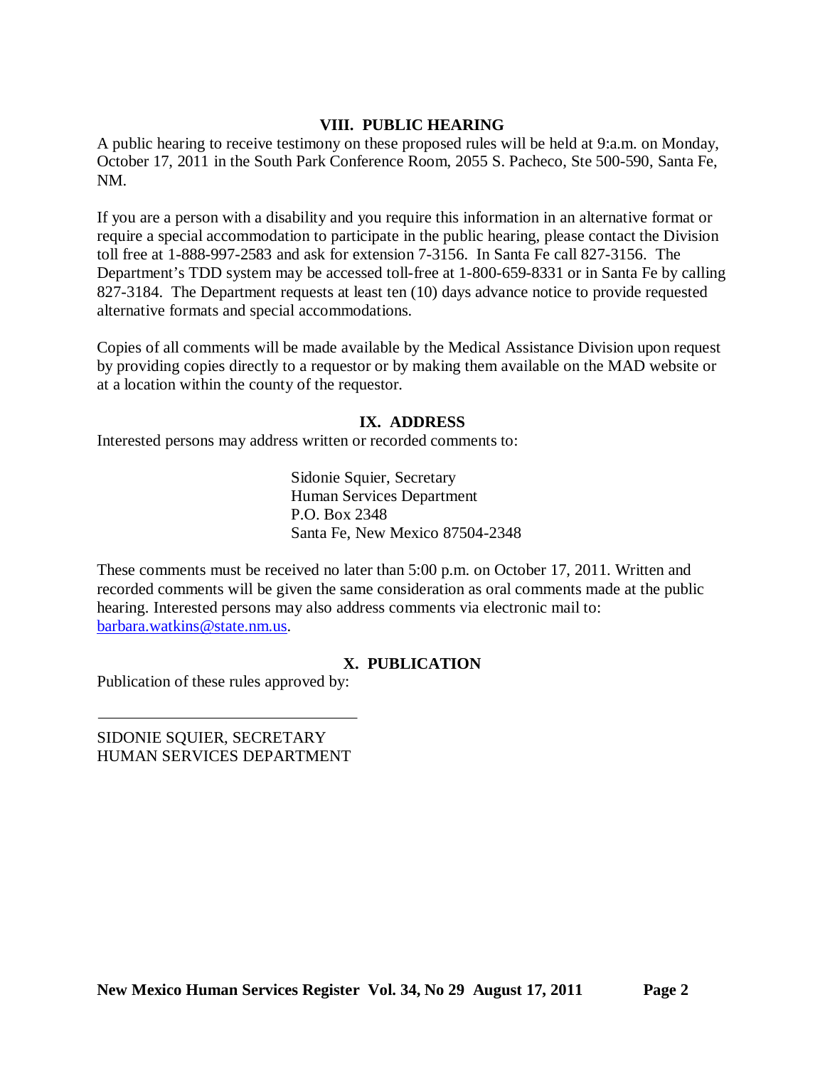## VIII. PUBLIC HEARING

A public hearing to receive testimony on these proposed rules will be held at 9:a.m. on Monday, October 17, 2011 in the South Park Conference Room, 2055 S. Pacheco, Ste 500-590, Santa Fe, NM.

If you are a person with a disability and you require this information in an alternative format or require a special accommodation to participate in the public hearing, please contact the Division toll free at 1-888-997-2583 and ask for extension 7-3156. In Santa Fe call 827-3156. The Department's TDD system may be accessed toll-free at 1-800-659-8331 or in Santa Fe by calling 827-3184. The Department requests at least ten (10) days advance notice to provide requested alternative formats and special accommodations.

Copies of all comments will be made available by the Medical Assistance Division upon request by providing copies directly to a requestor or by making them available on the MAD website or at a location within the county of the requestor.

## IX. ADDRESS

Interested persons may address written or recorded comments to:

Sidonie Squier, Secretary
Human Services Department
P.O. Box 2348
Santa Fe, New Mexico 87504-2348

These comments must be received no later than 5:00 p.m. on October 17, 2011. Written and recorded comments will be given the same consideration as oral comments made at the public hearing. Interested persons may also address comments via electronic mail to: barbara.watkins@state.nm.us.

## X. PUBLICATION

Publication of these rules approved by:

\_\_\_\_\_\_\_\_\_\_\_\_\_\_\_\_\_\_\_\_\_\_\_\_\_\_\_\_\_\_\_\_\_\_

SIDONIE SQUIER, SECRETARY
HUMAN SERVICES DEPARTMENT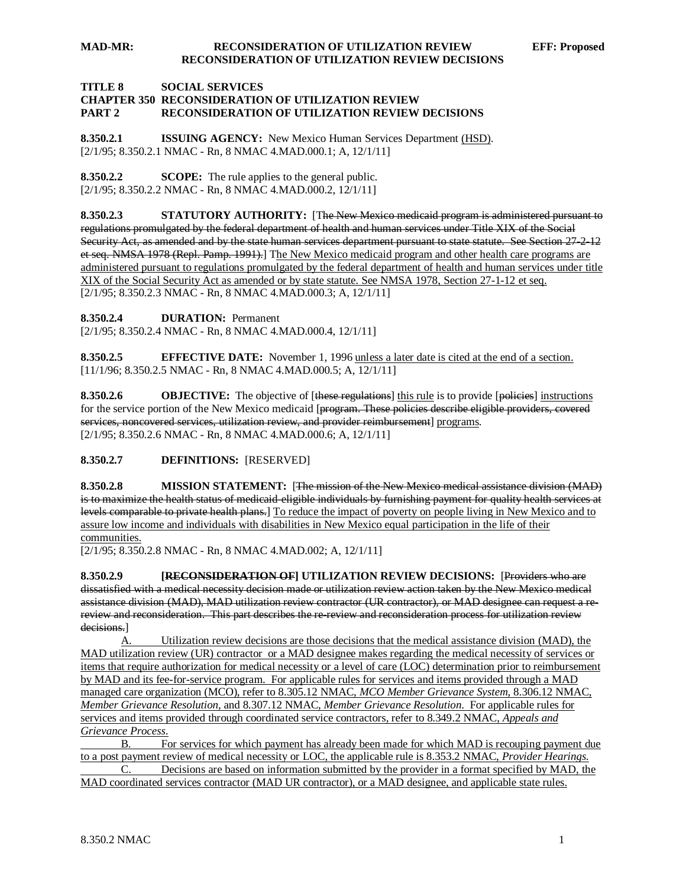**TITLE 8 SOCIAL SERVICES**
**CHAPTER 350 RECONSIDERATION OF UTILIZATION REVIEW**
**PART 2 RECONSIDERATION OF UTILIZATION REVIEW DECISIONS**

**8.350.2.1 ISSUING AGENCY:** New Mexico Human Services Department <u>(HSD)</u>.
[2/1/95; 8.350.2.1 NMAC - Rn, 8 NMAC 4.MAD.000.1; A, 12/1/11]

**8.350.2.2 SCOPE:** The rule applies to the general public.
[2/1/95; 8.350.2.2 NMAC - Rn, 8 NMAC 4.MAD.000.2, 12/1/11]

**8.350.2.3 STATUTORY AUTHORITY:** [T~~he New Mexico medicaid program is administered pursuant to regulations promulgated by the federal department of health and human services under Title XIX of the Social Security Act, as amended and by the state human services department pursuant to state statute. See Section 27-2-12 et seq. NMSA 1978 (Repl. Pamp. 1991).~~] T<u>he New Mexico medicaid program and other health care programs are administered pursuant to regulations promulgated by the federal department of health and human services under title XIX of the Social Security Act as amended or by state statute. See NMSA 1978, Section 27-1-12 et seq.</u>
[2/1/95; 8.350.2.3 NMAC - Rn, 8 NMAC 4.MAD.000.3; A, 12/1/11]

**8.350.2.4 DURATION:** Permanent
[2/1/95; 8.350.2.4 NMAC - Rn, 8 NMAC 4.MAD.000.4, 12/1/11]

**8.350.2.5 EFFECTIVE DATE:** November 1, 1996 <u>unless a later date is cited at the end of a section.</u>
[11/1/96; 8.350.2.5 NMAC - Rn, 8 NMAC 4.MAD.000.5; A, 12/1/11]

**8.350.2.6 OBJECTIVE:** The objective of [~~these regulations~~] <u>this rule</u> is to provide [~~policies~~] <u>instructions</u> for the service portion of the New Mexico medicaid [~~program. These policies describe eligible providers, covered services, noncovered services, utilization review, and provider reimbursement~~] <u>programs</u>.
[2/1/95; 8.350.2.6 NMAC - Rn, 8 NMAC 4.MAD.000.6; A, 12/1/11]

**8.350.2.7 DEFINITIONS:** [RESERVED]

**8.350.2.8 MISSION STATEMENT:** [~~The mission of the New Mexico medical assistance division (MAD) is to maximize the health status of medicaid-eligible individuals by furnishing payment for quality health services at levels comparable to private health plans.~~] <u>To reduce the impact of poverty on people living in New Mexico and to assure low income and individuals with disabilities in New Mexico equal participation in the life of their communities.</u>
[2/1/95; 8.350.2.8 NMAC - Rn, 8 NMAC 4.MAD.002; A, 12/1/11]

**8.350.2.9 [~~RECONSIDERATION OF~~] UTILIZATION REVIEW DECISIONS:** [~~Providers who are dissatisfied with a medical necessity decision made or utilization review action taken by the New Mexico medical assistance division (MAD), MAD utilization review contractor (UR contractor), or MAD designee can request a re-review and reconsideration. This part describes the re-review and reconsideration process for utilization review decisions.~~]

<u>A. Utilization review decisions are those decisions that the medical assistance division (MAD), the MAD utilization review (UR) contractor or a MAD designee makes regarding the medical necessity of services or items that require authorization for medical necessity or a level of care (LOC) determination prior to reimbursement by MAD and its fee-for-service program. For applicable rules for services and items provided through a MAD managed care organization (MCO), refer to 8.305.12 NMAC, *MCO Member Grievance System*, 8.306.12 NMAC, *Member Grievance Resolution*, and 8.307.12 NMAC, *Member Grievance Resolution*. For applicable rules for services and items provided through coordinated service contractors, refer to 8.349.2 NMAC, *Appeals and Grievance Process*.</u>

<u>B. For services for which payment has already been made for which MAD is recouping payment due to a post payment review of medical necessity or LOC, the applicable rule is 8.353.2 NMAC, *Provider Hearings*.</u>

<u>C. Decisions are based on information submitted by the provider in a format specified by MAD, the MAD coordinated services contractor (MAD UR contractor), or a MAD designee, and applicable state rules.</u>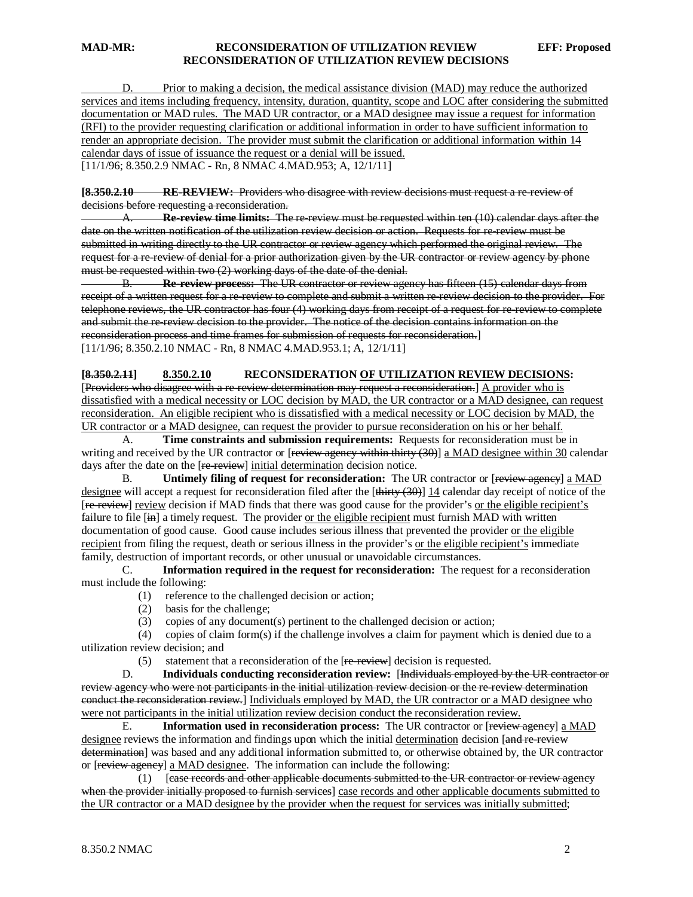D. Prior to making a decision, the medical assistance division (MAD) may reduce the authorized services and items including frequency, intensity, duration, quantity, scope and LOC after considering the submitted documentation or MAD rules. The MAD UR contractor, or a MAD designee may issue a request for information (RFI) to the provider requesting clarification or additional information in order to have sufficient information to render an appropriate decision. The provider must submit the clarification or additional information within 14 calendar days of issue of issuance the request or a denial will be issued.
[11/1/96; 8.350.2.9 NMAC - Rn, 8 NMAC 4.MAD.953; A, 12/1/11]

**[8.350.2.10 RE-REVIEW:** Providers who disagree with review decisions must request a re-review of decisions before requesting a reconsideration.

A. **Re-review time limits:** The re-review must be requested within ten (10) calendar days after the date on the written notification of the utilization review decision or action. Requests for re-review must be submitted in writing directly to the UR contractor or review agency which performed the original review. The request for a re-review of denial for a prior authorization given by the UR contractor or review agency by phone must be requested within two (2) working days of the date of the denial.

B. **Re-review process:** The UR contractor or review agency has fifteen (15) calendar days from receipt of a written request for a re-review to complete and submit a written re-review decision to the provider. For telephone reviews, the UR contractor has four (4) working days from receipt of a request for re-review to complete and submit the re-review decision to the provider. The notice of the decision contains information on the reconsideration process and time frames for submission of requests for reconsideration.]
[11/1/96; 8.350.2.10 NMAC - Rn, 8 NMAC 4.MAD.953.1; A, 12/1/11]

**[8.350.2.11] 8.350.2.10 RECONSIDERATION OF UTILIZATION REVIEW DECISIONS:**
[Providers who disagree with a re-review determination may request a reconsideration.] A provider who is dissatisfied with a medical necessity or LOC decision by MAD, the UR contractor or a MAD designee, can request reconsideration. An eligible recipient who is dissatisfied with a medical necessity or LOC decision by MAD, the UR contractor or a MAD designee, can request the provider to pursue reconsideration on his or her behalf.

A. **Time constraints and submission requirements:** Requests for reconsideration must be in writing and received by the UR contractor or [review agency within thirty (30)] a MAD designee within 30 calendar days after the date on the [re-review] initial determination decision notice.

B. **Untimely filing of request for reconsideration:** The UR contractor or [review agency] a MAD designee will accept a request for reconsideration filed after the [thirty (30)] 14 calendar day receipt of notice of the [re-review] review decision if MAD finds that there was good cause for the provider's or the eligible recipient's failure to file [in] a timely request. The provider or the eligible recipient must furnish MAD with written documentation of good cause. Good cause includes serious illness that prevented the provider or the eligible recipient from filing the request, death or serious illness in the provider's or the eligible recipient's immediate family, destruction of important records, or other unusual or unavoidable circumstances.

C. **Information required in the request for reconsideration:** The request for a reconsideration must include the following:

(1) reference to the challenged decision or action;
(2) basis for the challenge;
(3) copies of any document(s) pertinent to the challenged decision or action;
(4) copies of claim form(s) if the challenge involves a claim for payment which is denied due to a utilization review decision; and
(5) statement that a reconsideration of the [re-review] decision is requested.

D. **Individuals conducting reconsideration review:** [Individuals employed by the UR contractor or review agency who were not participants in the initial utilization review decision or the re-review determination conduct the reconsideration review.] Individuals employed by MAD, the UR contractor or a MAD designee who were not participants in the initial utilization review decision conduct the reconsideration review.

E. **Information used in reconsideration process:** The UR contractor or [review agency] a MAD designee reviews the information and findings upon which the initial determination decision [and re-review determination] was based and any additional information submitted to, or otherwise obtained by, the UR contractor or [review agency] a MAD designee. The information can include the following:

(1) [case records and other applicable documents submitted to the UR contractor or review agency when the provider initially proposed to furnish services] case records and other applicable documents submitted to the UR contractor or a MAD designee by the provider when the request for services was initially submitted;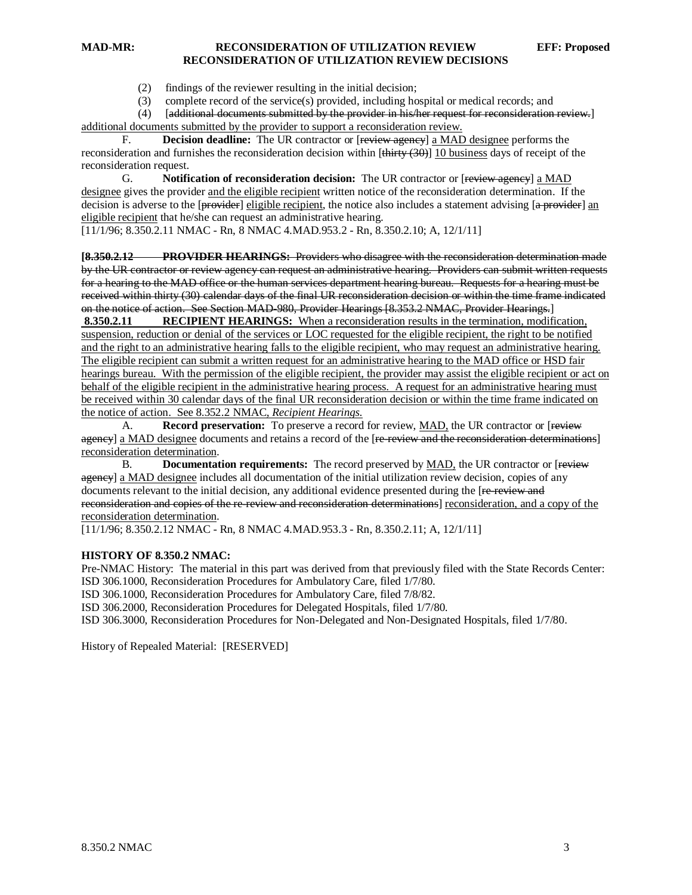(2) findings of the reviewer resulting in the initial decision;

(3) complete record of the service(s) provided, including hospital or medical records; and

(4) [~~additional documents submitted by the provider in his/her request for reconsideration review.~~] <u>additional documents submitted by the provider to support a reconsideration review.</u>

F. **Decision deadline:** The UR contractor or [~~review agency~~] <u>a MAD designee</u> performs the reconsideration and furnishes the reconsideration decision within [~~thirty (30)~~] <u>10 business</u> days of receipt of the reconsideration request.

G. **Notification of reconsideration decision:** The UR contractor or [~~review agency~~] <u>a MAD designee</u> gives the provider <u>and the eligible recipient</u> written notice of the reconsideration determination. If the decision is adverse to the [~~provider~~] <u>eligible recipient</u>, the notice also includes a statement advising [~~a provider~~] <u>an eligible recipient</u> that he/she can request an administrative hearing.

[11/1/96; 8.350.2.11 NMAC - Rn, 8 NMAC 4.MAD.953.2 - Rn, 8.350.2.10; A, 12/1/11]

**[~~8.350.2.12~~ ~~PROVIDER HEARINGS:~~]** ~~Providers who disagree with the reconsideration determination made by the UR contractor or review agency can request an administrative hearing. Providers can submit written requests for a hearing to the MAD office or the human services department hearing bureau. Requests for a hearing must be received within thirty (30) calendar days of the final UR reconsideration decision or within the time frame indicated on the notice of action. See Section MAD-980, Provider Hearings [8.353.2 NMAC, Provider Hearings.~~]

<u>**8.350.2.11 RECIPIENT HEARINGS:** When a reconsideration results in the termination, modification, suspension, reduction or denial of the services or LOC requested for the eligible recipient, the right to be notified and the right to an administrative hearing falls to the eligible recipient, who may request an administrative hearing. The eligible recipient can submit a written request for an administrative hearing to the MAD office or HSD fair hearings bureau. With the permission of the eligible recipient, the provider may assist the eligible recipient or act on behalf of the eligible recipient in the administrative hearing process. A request for an administrative hearing must be received within 30 calendar days of the final UR reconsideration decision or within the time frame indicated on the notice of action. See 8.352.2 NMAC, *Recipient Hearings*.</u>

A. **Record preservation:** To preserve a record for review, <u>MAD,</u> the UR contractor or [~~review agency~~] <u>a MAD designee</u> documents and retains a record of the [~~re-review and the reconsideration determinations~~] <u>reconsideration determination</u>.

B. **Documentation requirements:** The record preserved by <u>MAD,</u> the UR contractor or [~~review agency~~] <u>a MAD designee</u> includes all documentation of the initial utilization review decision, copies of any documents relevant to the initial decision, any additional evidence presented during the [~~re-review and reconsideration and copies of the re-review and reconsideration determinations~~] <u>reconsideration, and a copy of the reconsideration determination</u>.

[11/1/96; 8.350.2.12 NMAC - Rn, 8 NMAC 4.MAD.953.3 - Rn, 8.350.2.11; A, 12/1/11]

**HISTORY OF 8.350.2 NMAC:**

Pre-NMAC History: The material in this part was derived from that previously filed with the State Records Center:

ISD 306.1000, Reconsideration Procedures for Ambulatory Care, filed 1/7/80.

ISD 306.1000, Reconsideration Procedures for Ambulatory Care, filed 7/8/82.

ISD 306.2000, Reconsideration Procedures for Delegated Hospitals, filed 1/7/80.

ISD 306.3000, Reconsideration Procedures for Non-Delegated and Non-Designated Hospitals, filed 1/7/80.

History of Repealed Material: [RESERVED]